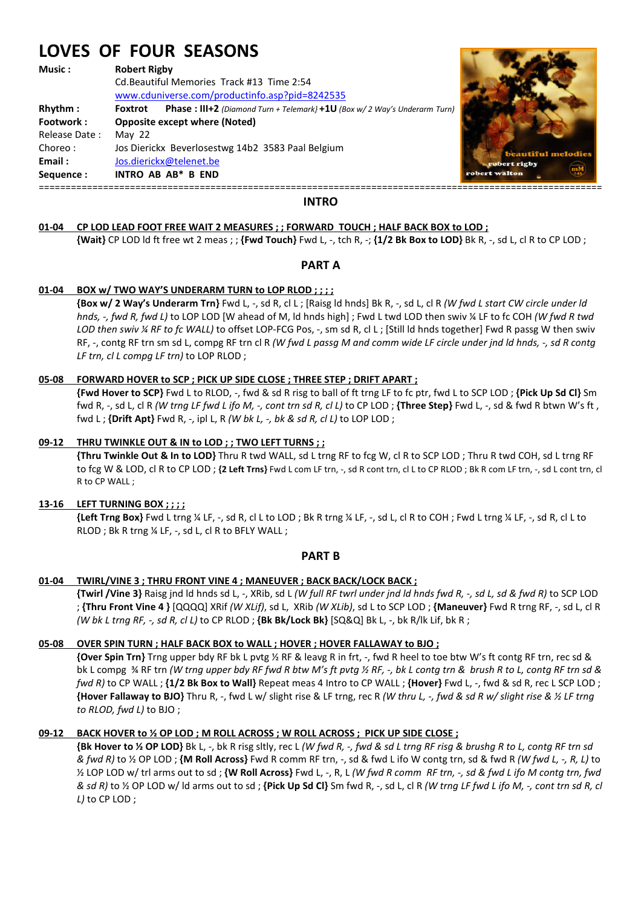# LOVES OF FOUR SEASONS

**Music :** **Robert Rigby**
Cd.Beautiful Memories Track #13 Time 2:54
www.cduniverse.com/productinfo.asp?pid=8242535

**Rhythm :** **Foxtrot** **Phase : III+2** *(Diamond Turn + Telemark)* **+1U** *(Box w/ 2 Way's Underarm Turn)*

**Footwork :** **Opposite except where (Noted)**

Release Date : May 22

Choreo : Jos Dierickx Beverlosestwg 14b2 3583 Paal Belgium

**Email :** Jos.dierickx@telenet.be

**Sequence :** **INTRO AB AB* B END**

## INTRO

**01-04 CP LOD LEAD FOOT FREE WAIT 2 MEASURES ; ; FORWARD TOUCH ; HALF BACK BOX to LOD ;**

**{Wait}** CP LOD ld ft free wt 2 meas ; ; **{Fwd Touch}** Fwd L, -, tch R, -; **{1/2 Bk Box to LOD}** Bk R, -, sd L, cl R to CP LOD ;

## PART A

**01-04 BOX w/ TWO WAY'S UNDERARM TURN to LOP RLOD ; ; ; ;**

**{Box w/ 2 Way's Underarm Trn}** Fwd L, -, sd R, cl L ; [Raisg ld hnds] Bk R, -, sd L, cl R *(W fwd L start CW circle under ld hnds, -, fwd R, fwd L)* to LOP LOD [W ahead of M, ld hnds high] ; Fwd L twd LOD then swiv ¼ LF to fc COH *(W fwd R twd LOD then swiv ¼ RF to fc WALL)* to offset LOP-FCG Pos, -, sm sd R, cl L ; [Still ld hnds together] Fwd R passg W then swiv RF, -, contg RF trn sm sd L, compg RF trn cl R *(W fwd L passg M and comm wide LF circle under jnd ld hnds, -, sd R contg LF trn, cl L compg LF trn)* to LOP RLOD ;

**05-08 FORWARD HOVER to SCP ; PICK UP SIDE CLOSE ; THREE STEP ; DRIFT APART ;**

**{Fwd Hover to SCP}** Fwd L to RLOD, -, fwd & sd R risg to ball of ft trng LF to fc ptr, fwd L to SCP LOD ; **{Pick Up Sd Cl}** Sm fwd R, -, sd L, cl R *(W trng LF fwd L ifo M, -, cont trn sd R, cl L)* to CP LOD ; **{Three Step}** Fwd L, -, sd & fwd R btwn W's ft , fwd L ; **{Drift Apt}** Fwd R, -, ipl L, R *(W bk L, -, bk & sd R, cl L)* to LOP LOD ;

**09-12 THRU TWINKLE OUT & IN to LOD ; ; TWO LEFT TURNS ; ;**

**{Thru Twinkle Out & In to LOD}** Thru R twd WALL, sd L trng RF to fcg W, cl R to SCP LOD ; Thru R twd COH, sd L trng RF to fcg W & LOD, cl R to CP LOD ; **{2 Left Trns}** Fwd L com LF trn, -, sd R cont trn, cl L to CP RLOD ; Bk R com LF trn, -, sd L cont trn, cl R to CP WALL ;

**13-16 LEFT TURNING BOX ; ; ; ;**

**{Left Trng Box}** Fwd L trng ¼ LF, -, sd R, cl L to LOD ; Bk R trng ¼ LF, -, sd L, cl R to COH ; Fwd L trng ¼ LF, -, sd R, cl L to RLOD ; Bk R trng ¼ LF, -, sd L, cl R to BFLY WALL ;

## PART B

**01-04 TWIRL/VINE 3 ; THRU FRONT VINE 4 ; MANEUVER ; BACK BACK/LOCK BACK ;**

**{Twirl /Vine 3}** Raisg jnd ld hnds sd L, -, XRib, sd L *(W full RF twrl under jnd ld hnds fwd R, -, sd L, sd & fwd R)* to SCP LOD ; **{Thru Front Vine 4 }** [QQQQ] XRif *(W XLif)*, sd L, XRib *(W XLib)*, sd L to SCP LOD ; **{Maneuver}** Fwd R trng RF, -, sd L, cl R *(W bk L trng RF, -, sd R, cl L)* to CP RLOD ; **{Bk Bk/Lock Bk}** [SQ&Q] Bk L, -, bk R/lk Lif, bk R ;

**05-08 OVER SPIN TURN ; HALF BACK BOX to WALL ; HOVER ; HOVER FALLAWAY to BJO ;**

**{Over Spin Trn}** Trng upper bdy RF bk L pvtg ½ RF & leavg R in frt, -, fwd R heel to toe btw W's ft contg RF trn, rec sd & bk L compg ¾ RF trn *(W trng upper bdy RF fwd R btw M's ft pvtg ½ RF, -, bk L contg trn & brush R to L, contg RF trn sd & fwd R)* to CP WALL ; **{1/2 Bk Box to Wall}** Repeat meas 4 Intro to CP WALL ; **{Hover}** Fwd L, -, fwd & sd R, rec L SCP LOD ; **{Hover Fallaway to BJO}** Thru R, -, fwd L w/ slight rise & LF trng, rec R *(W thru L, -, fwd & sd R w/ slight rise & ½ LF trng to RLOD, fwd L)* to BJO ;

**09-12 BACK HOVER to ½ OP LOD ; M ROLL ACROSS ; W ROLL ACROSS ; PICK UP SIDE CLOSE ;**

**{Bk Hover to ½ OP LOD}** Bk L, -, bk R risg sltly, rec L *(W fwd R, -, fwd & sd L trng RF risg & brushg R to L, contg RF trn sd & fwd R)* to ½ OP LOD ; **{M Roll Across}** Fwd R comm RF trn, -, sd & fwd L ifo W contg trn, sd & fwd R *(W fwd L, -, R, L)* to ½ LOP LOD w/ trl arms out to sd ; **{W Roll Across}** Fwd L, -, R, L *(W fwd R comm RF trn, -, sd & fwd L ifo M contg trn, fwd & sd R)* to ½ OP LOD w/ ld arms out to sd ; **{Pick Up Sd Cl}** Sm fwd R, -, sd L, cl R *(W trng LF fwd L ifo M, -, cont trn sd R, cl L)* to CP LOD ;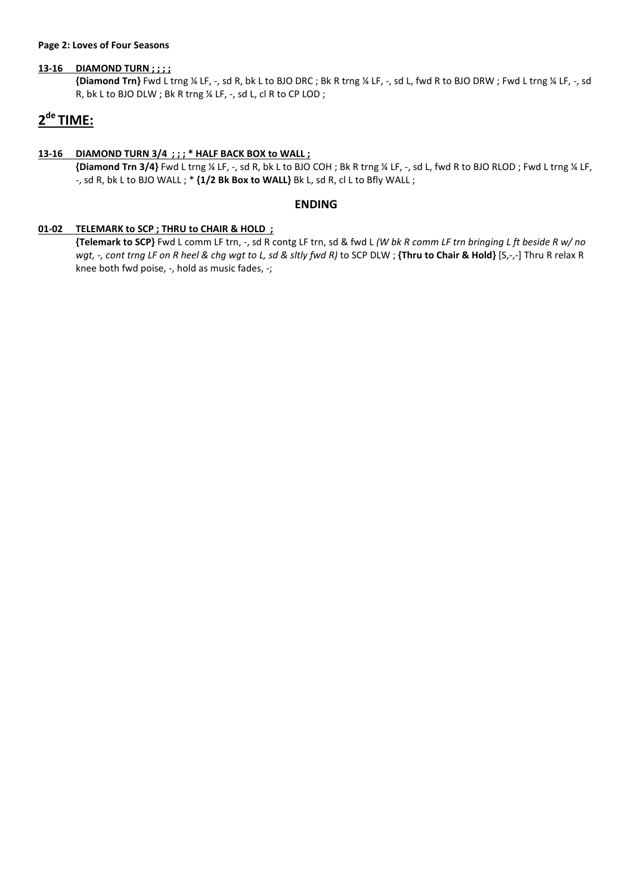**Page 2: Loves of Four Seasons**

**13-16 DIAMOND TURN ; ; ; ;**

**{Diamond Trn}** Fwd L trng ¼ LF, -, sd R, bk L to BJO DRC ; Bk R trng ¼ LF, -, sd L, fwd R to BJO DRW ; Fwd L trng ¼ LF, -, sd R, bk L to BJO DLW ; Bk R trng ¼ LF, -, sd L, cl R to CP LOD ;

## 2de TIME:

**13-16 DIAMOND TURN 3/4 ; ; ; * HALF BACK BOX to WALL ;**

**{Diamond Trn 3/4}** Fwd L trng ¼ LF, -, sd R, bk L to BJO COH ; Bk R trng ¼ LF, -, sd L, fwd R to BJO RLOD ; Fwd L trng ¼ LF, -, sd R, bk L to BJO WALL ; * **{1/2 Bk Box to WALL}** Bk L, sd R, cl L to Bfly WALL ;

### ENDING

**01-02 TELEMARK to SCP ; THRU to CHAIR & HOLD ;**

**{Telemark to SCP}** Fwd L comm LF trn, -, sd R contg LF trn, sd & fwd L *(W bk R comm LF trn bringing L ft beside R w/ no wgt, -, cont trng LF on R heel & chg wgt to L, sd & sltly fwd R)* to SCP DLW ; **{Thru to Chair & Hold}** [S,-,-] Thru R relax R knee both fwd poise, -, hold as music fades, -;